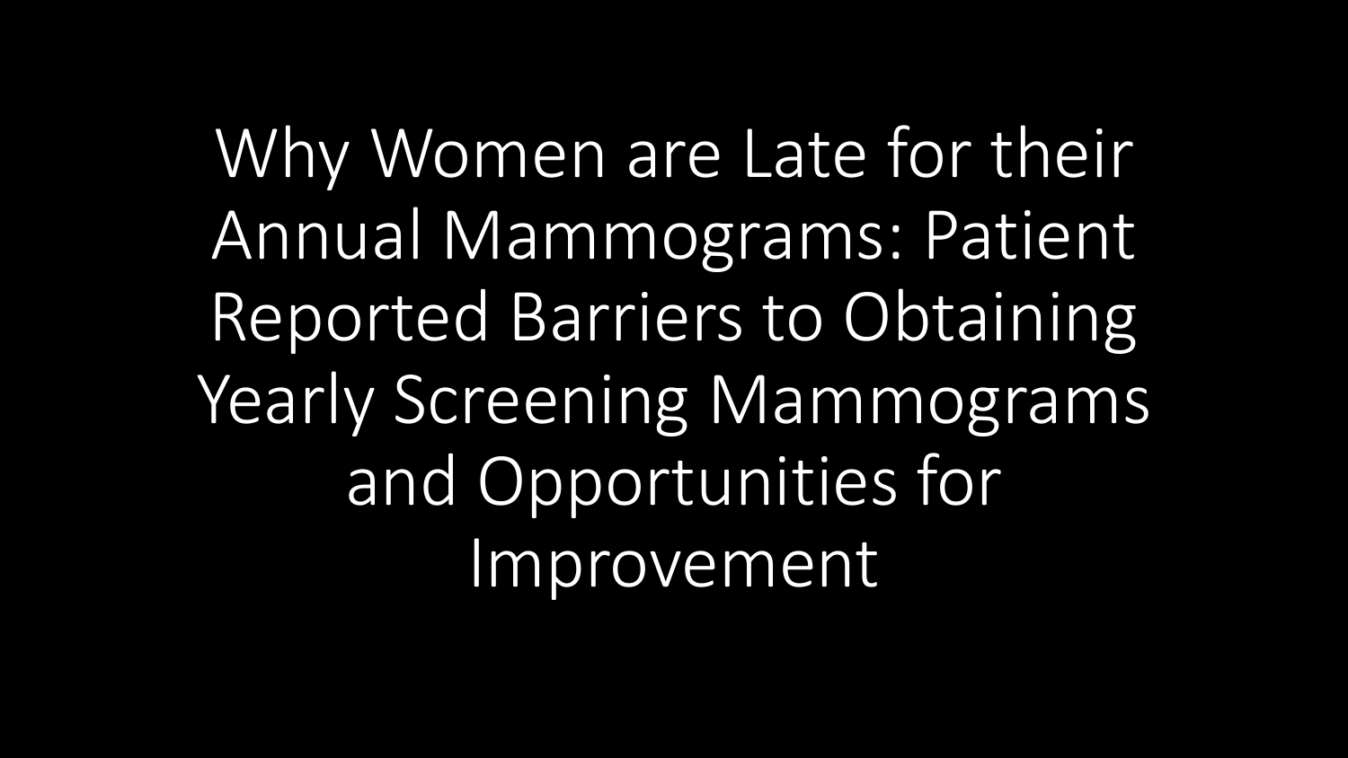# Why Women are Late for their Annual Mammograms: Patient Reported Barriers to Obtaining Yearly Screening Mammograms and Opportunities for Improvement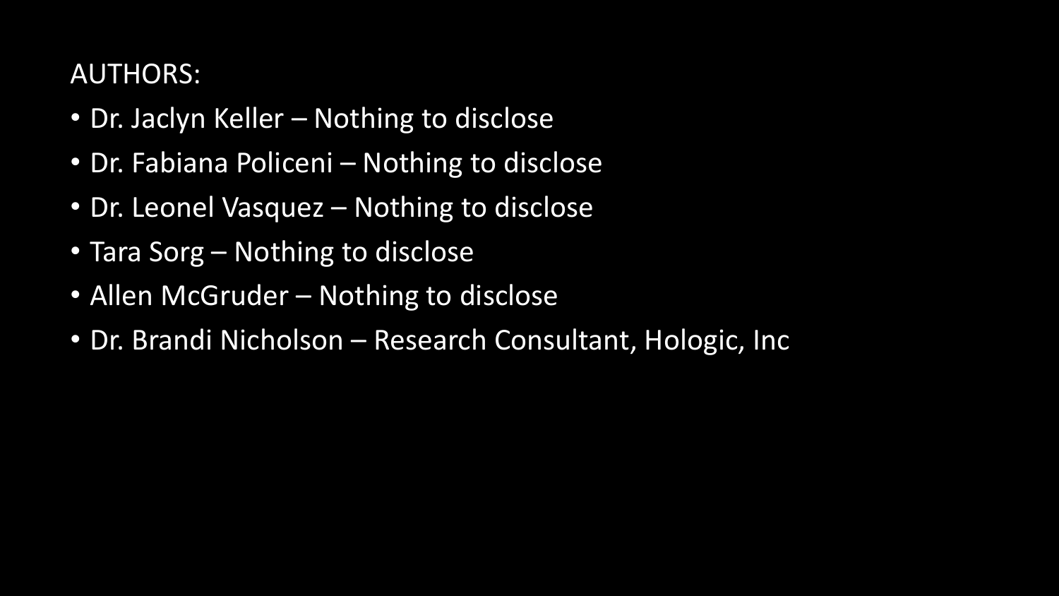AUTHORS:

- Dr. Jaclyn Keller – Nothing to disclose
- Dr. Fabiana Policeni – Nothing to disclose
- Dr. Leonel Vasquez – Nothing to disclose
- Tara Sorg – Nothing to disclose
- Allen McGruder – Nothing to disclose
- Dr. Brandi Nicholson – Research Consultant, Hologic, Inc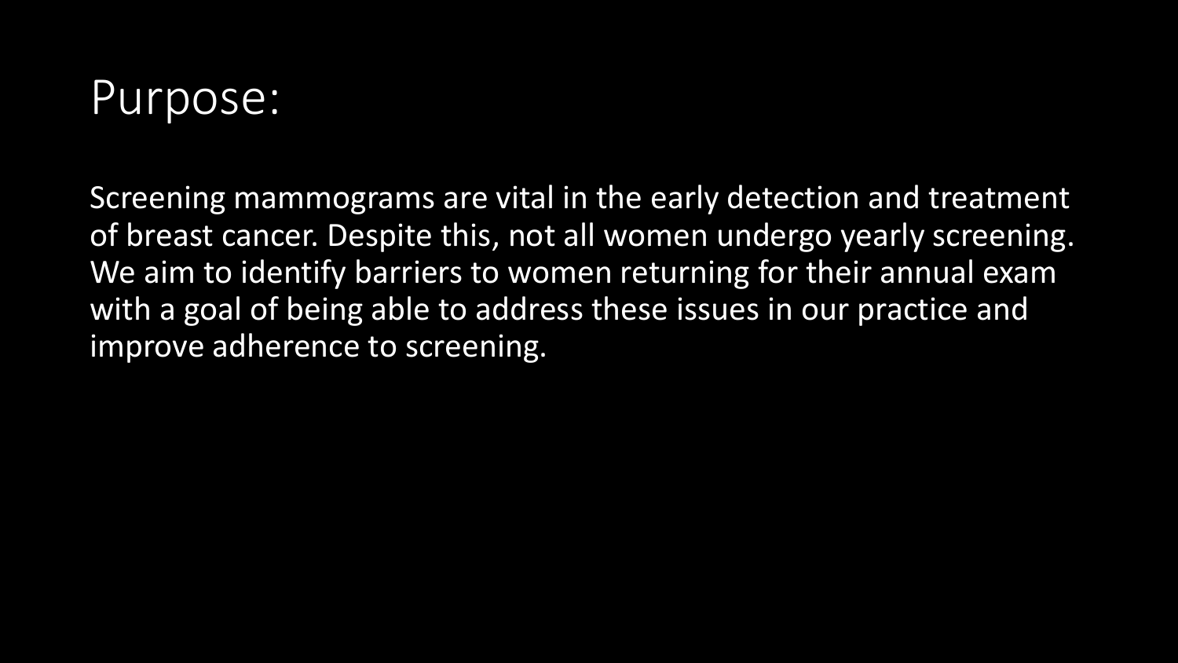# Purpose:

Screening mammograms are vital in the early detection and treatment of breast cancer. Despite this, not all women undergo yearly screening. We aim to identify barriers to women returning for their annual exam with a goal of being able to address these issues in our practice and improve adherence to screening.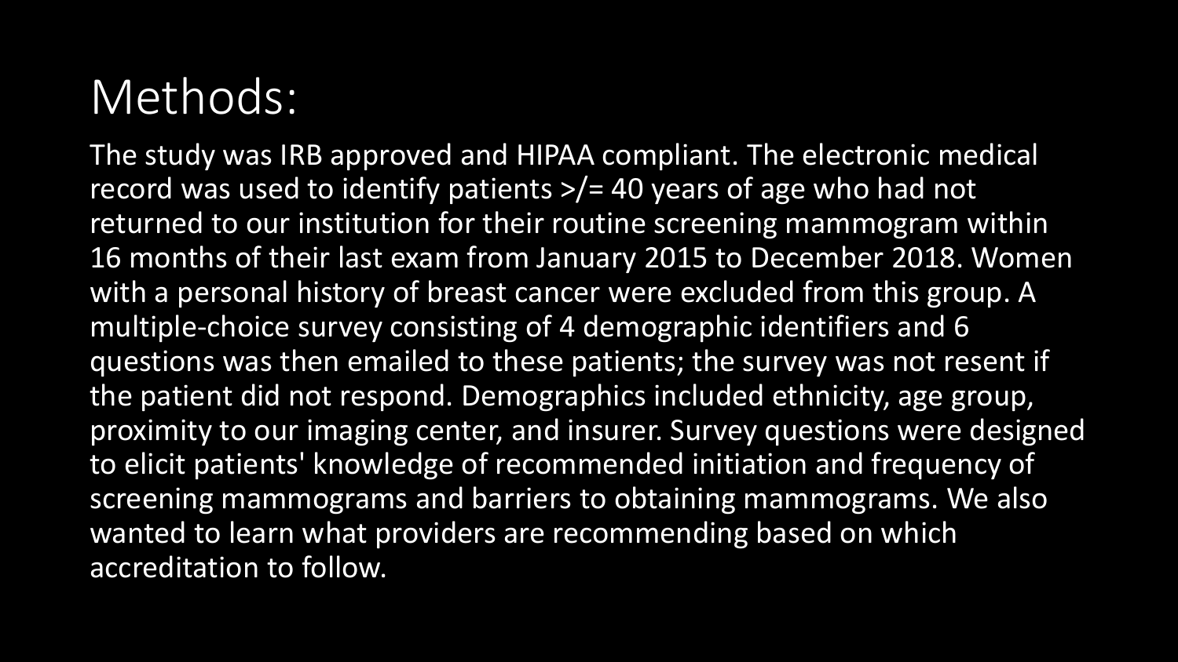# Methods:

The study was IRB approved and HIPAA compliant. The electronic medical record was used to identify patients >/= 40 years of age who had not returned to our institution for their routine screening mammogram within 16 months of their last exam from January 2015 to December 2018. Women with a personal history of breast cancer were excluded from this group. A multiple-choice survey consisting of 4 demographic identifiers and 6 questions was then emailed to these patients; the survey was not resent if the patient did not respond. Demographics included ethnicity, age group, proximity to our imaging center, and insurer. Survey questions were designed to elicit patients' knowledge of recommended initiation and frequency of screening mammograms and barriers to obtaining mammograms. We also wanted to learn what providers are recommending based on which accreditation to follow.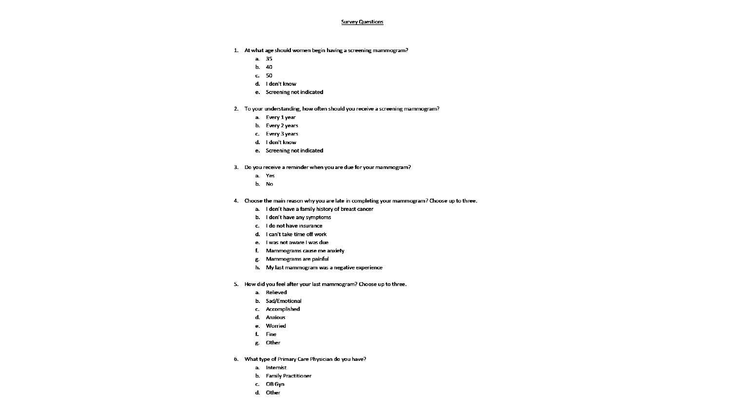## Survey Questions

1. At what age should women begin having a screening mammogram?
   a. 35
   b. 40
   c. 50
   d. I don't know
   e. Screening not indicated

2. To your understanding, how often should you receive a screening mammogram?
   a. Every 1 year
   b. Every 2 years
   c. Every 3 years
   d. I don't know
   e. Screening not indicated

3. Do you receive a reminder when you are due for your mammogram?
   a. Yes
   b. No

4. Choose the main reason why you are late in completing your mammogram? Choose up to three.
   a. I don't have a family history of breast cancer
   b. I don't have any symptoms
   c. I do not have insurance
   d. I can't take time off work
   e. I was not aware I was due
   f. Mammograms cause me anxiety
   g. Mammograms are painful
   h. My last mammogram was a negative experience

5. How did you feel after your last mammogram? Choose up to three.
   a. Relieved
   b. Sad/Emotional
   c. Accomplished
   d. Anxious
   e. Worried
   f. Fine
   g. Other

6. What type of Primary Care Physician do you have?
   a. Internist
   b. Family Practitioner
   c. OB Gyn
   d. Other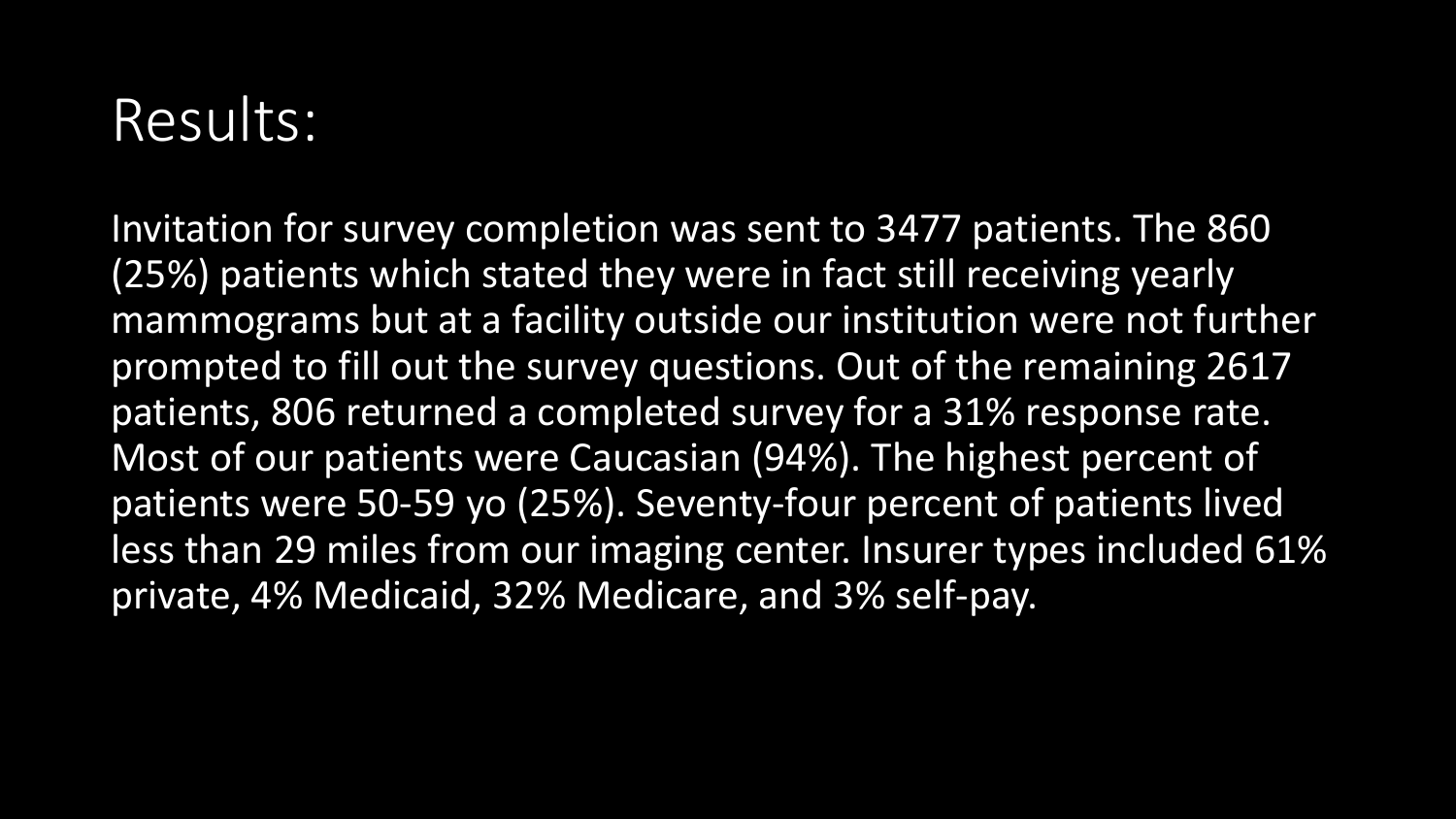# Results:

Invitation for survey completion was sent to 3477 patients. The 860 (25%) patients which stated they were in fact still receiving yearly mammograms but at a facility outside our institution were not further prompted to fill out the survey questions. Out of the remaining 2617 patients, 806 returned a completed survey for a 31% response rate. Most of our patients were Caucasian (94%). The highest percent of patients were 50-59 yo (25%). Seventy-four percent of patients lived less than 29 miles from our imaging center. Insurer types included 61% private, 4% Medicaid, 32% Medicare, and 3% self-pay.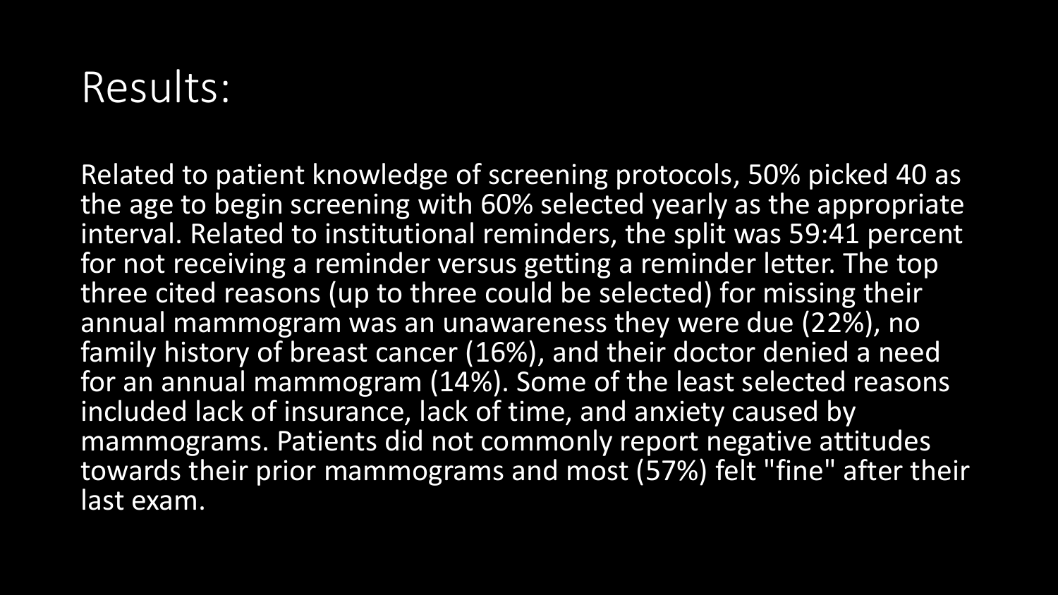# Results:

Related to patient knowledge of screening protocols, 50% picked 40 as the age to begin screening with 60% selected yearly as the appropriate interval. Related to institutional reminders, the split was 59:41 percent for not receiving a reminder versus getting a reminder letter. The top three cited reasons (up to three could be selected) for missing their annual mammogram was an unawareness they were due (22%), no family history of breast cancer (16%), and their doctor denied a need for an annual mammogram (14%). Some of the least selected reasons included lack of insurance, lack of time, and anxiety caused by mammograms. Patients did not commonly report negative attitudes towards their prior mammograms and most (57%) felt "fine" after their last exam.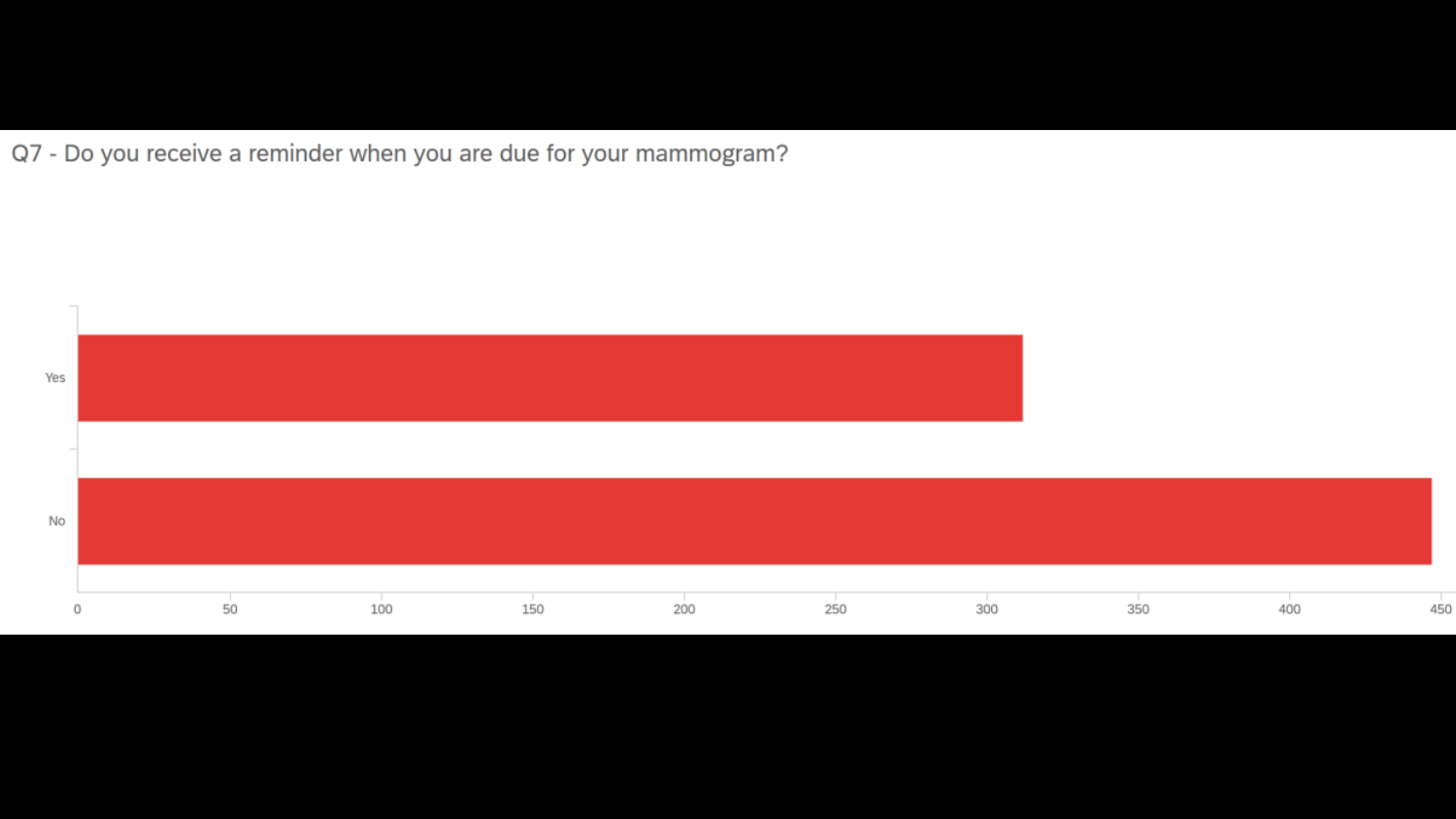## Q7 - Do you receive a reminder when you are due for your mammogram?

| Response | Count (approx.) |
|---|---|
| Yes | ~312 |
| No | ~447 |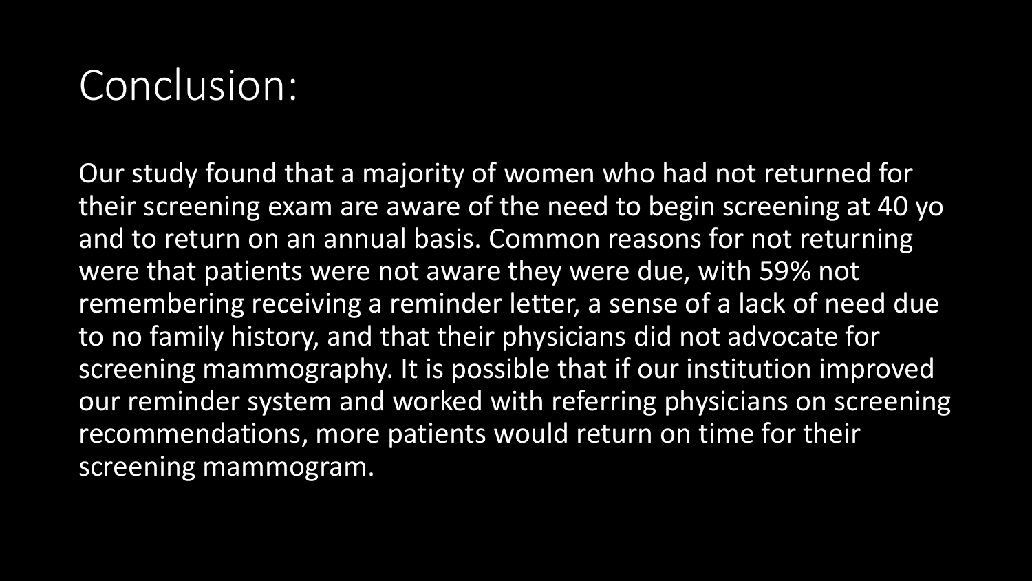# Conclusion:

Our study found that a majority of women who had not returned for their screening exam are aware of the need to begin screening at 40 yo and to return on an annual basis. Common reasons for not returning were that patients were not aware they were due, with 59% not remembering receiving a reminder letter, a sense of a lack of need due to no family history, and that their physicians did not advocate for screening mammography. It is possible that if our institution improved our reminder system and worked with referring physicians on screening recommendations, more patients would return on time for their screening mammogram.